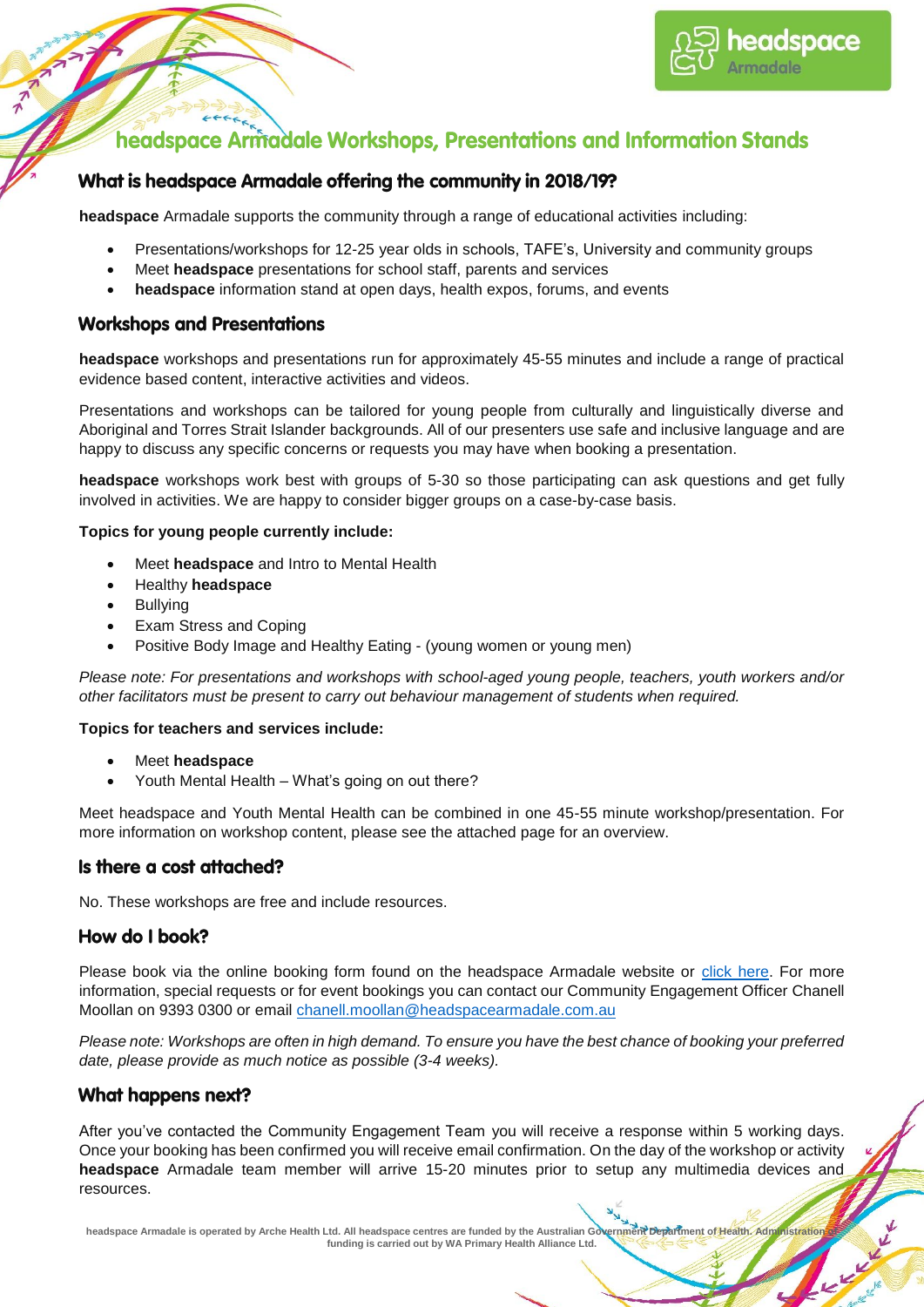# headspace Armadale Workshops, Presentations and Information Stands

## What is headspace Armadale offering the community in 2018/19?

**headspace** Armadale supports the community through a range of educational activities including:

- Presentations/workshops for 12-25 year olds in schools, TAFE's, University and community groups
- Meet **headspace** presentations for school staff, parents and services
- **headspace** information stand at open days, health expos, forums, and events

## Workshops and Presentations

**headspace** workshops and presentations run for approximately 45-55 minutes and include a range of practical evidence based content, interactive activities and videos.

Presentations and workshops can be tailored for young people from culturally and linguistically diverse and Aboriginal and Torres Strait Islander backgrounds. All of our presenters use safe and inclusive language and are happy to discuss any specific concerns or requests you may have when booking a presentation.

**headspace** workshops work best with groups of 5-30 so those participating can ask questions and get fully involved in activities. We are happy to consider bigger groups on a case-by-case basis.

**Topics for young people currently include:**

- Meet **headspace** and Intro to Mental Health
- Healthy **headspace**
- Bullying
- Exam Stress and Coping
- Positive Body Image and Healthy Eating - (young women or young men)

*Please note: For presentations and workshops with school-aged young people, teachers, youth workers and/or other facilitators must be present to carry out behaviour management of students when required.*

**Topics for teachers and services include:**

- Meet **headspace**
- Youth Mental Health – What's going on out there?

Meet headspace and Youth Mental Health can be combined in one 45-55 minute workshop/presentation. For more information on workshop content, please see the attached page for an overview.

## Is there a cost attached?

No. These workshops are free and include resources.

## How do I book?

Please book via the online booking form found on the headspace Armadale website or [click here](). For more information, special requests or for event bookings you can contact our Community Engagement Officer Chanell Moollan on 9393 0300 or email [chanell.moollan@headspacearmadale.com.au](mailto:chanell.moollan@headspacearmadale.com.au)

*Please note: Workshops are often in high demand. To ensure you have the best chance of booking your preferred date, please provide as much notice as possible (3-4 weeks).*

## What happens next?

After you've contacted the Community Engagement Team you will receive a response within 5 working days. Once your booking has been confirmed you will receive email confirmation. On the day of the workshop or activity **headspace** Armadale team member will arrive 15-20 minutes prior to setup any multimedia devices and resources.

headspace Armadale is operated by Arche Health Ltd. All headspace centres are funded by the Australian Government Department of Health. Administration of funding is carried out by WA Primary Health Alliance Ltd.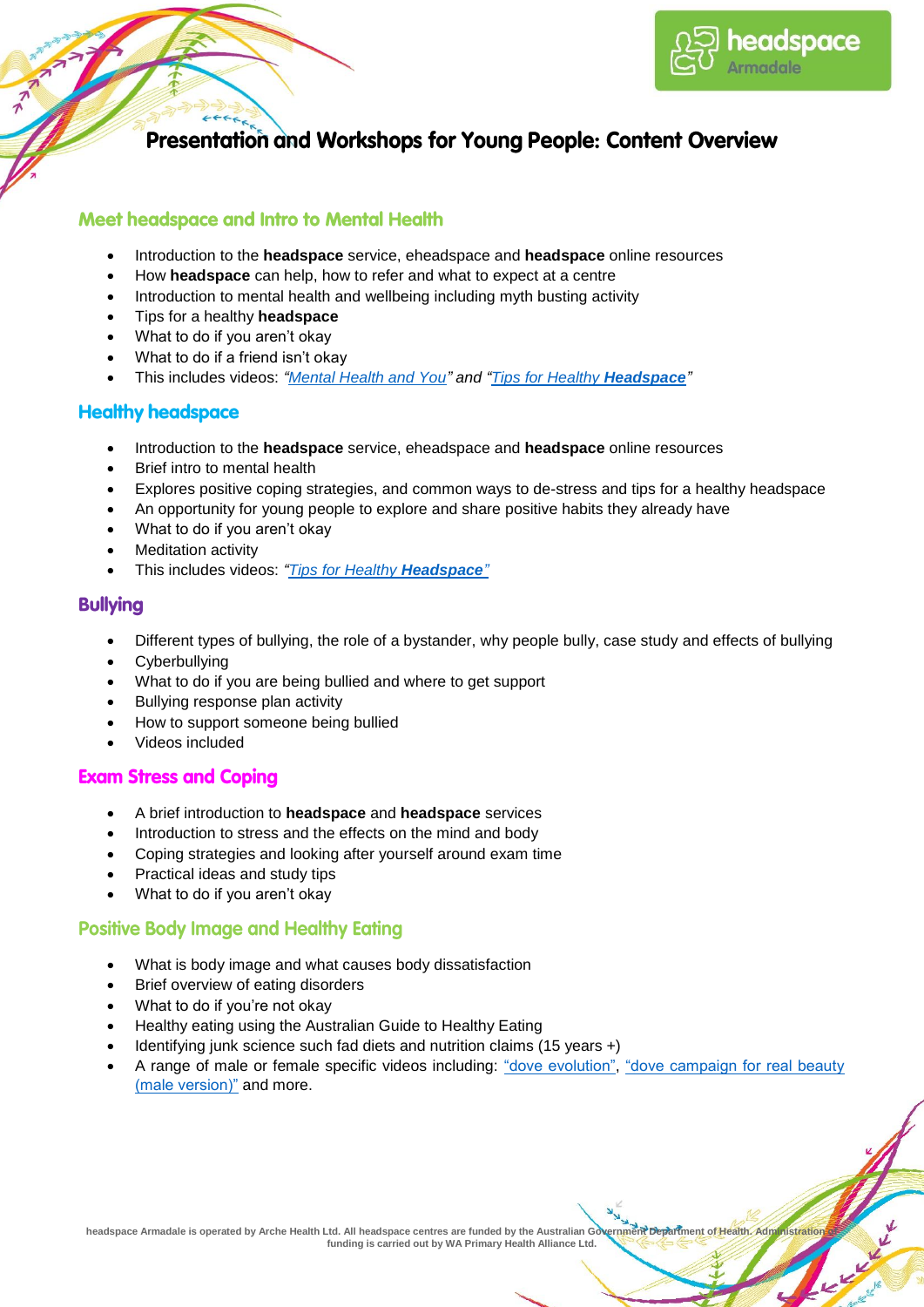# Presentation and Workshops for Young People: Content Overview

## Meet headspace and Intro to Mental Health

- Introduction to the **headspace** service, eheadspace and **headspace** online resources
- How **headspace** can help, how to refer and what to expect at a centre
- Introduction to mental health and wellbeing including myth busting activity
- Tips for a healthy **headspace**
- What to do if you aren't okay
- What to do if a friend isn't okay
- This includes videos: *"Mental Health and You"* and *"Tips for Healthy **Headspace**"*

## Healthy headspace

- Introduction to the **headspace** service, eheadspace and **headspace** online resources
- Brief intro to mental health
- Explores positive coping strategies, and common ways to de-stress and tips for a healthy headspace
- An opportunity for young people to explore and share positive habits they already have
- What to do if you aren't okay
- Meditation activity
- This includes videos: *"Tips for Healthy **Headspace**"*

## Bullying

- Different types of bullying, the role of a bystander, why people bully, case study and effects of bullying
- Cyberbullying
- What to do if you are being bullied and where to get support
- Bullying response plan activity
- How to support someone being bullied
- Videos included

## Exam Stress and Coping

- A brief introduction to **headspace** and **headspace** services
- Introduction to stress and the effects on the mind and body
- Coping strategies and looking after yourself around exam time
- Practical ideas and study tips
- What to do if you aren't okay

## Positive Body Image and Healthy Eating

- What is body image and what causes body dissatisfaction
- Brief overview of eating disorders
- What to do if you're not okay
- Healthy eating using the Australian Guide to Healthy Eating
- Identifying junk science such fad diets and nutrition claims (15 years +)
- A range of male or female specific videos including: "dove evolution", "dove campaign for real beauty (male version)" and more.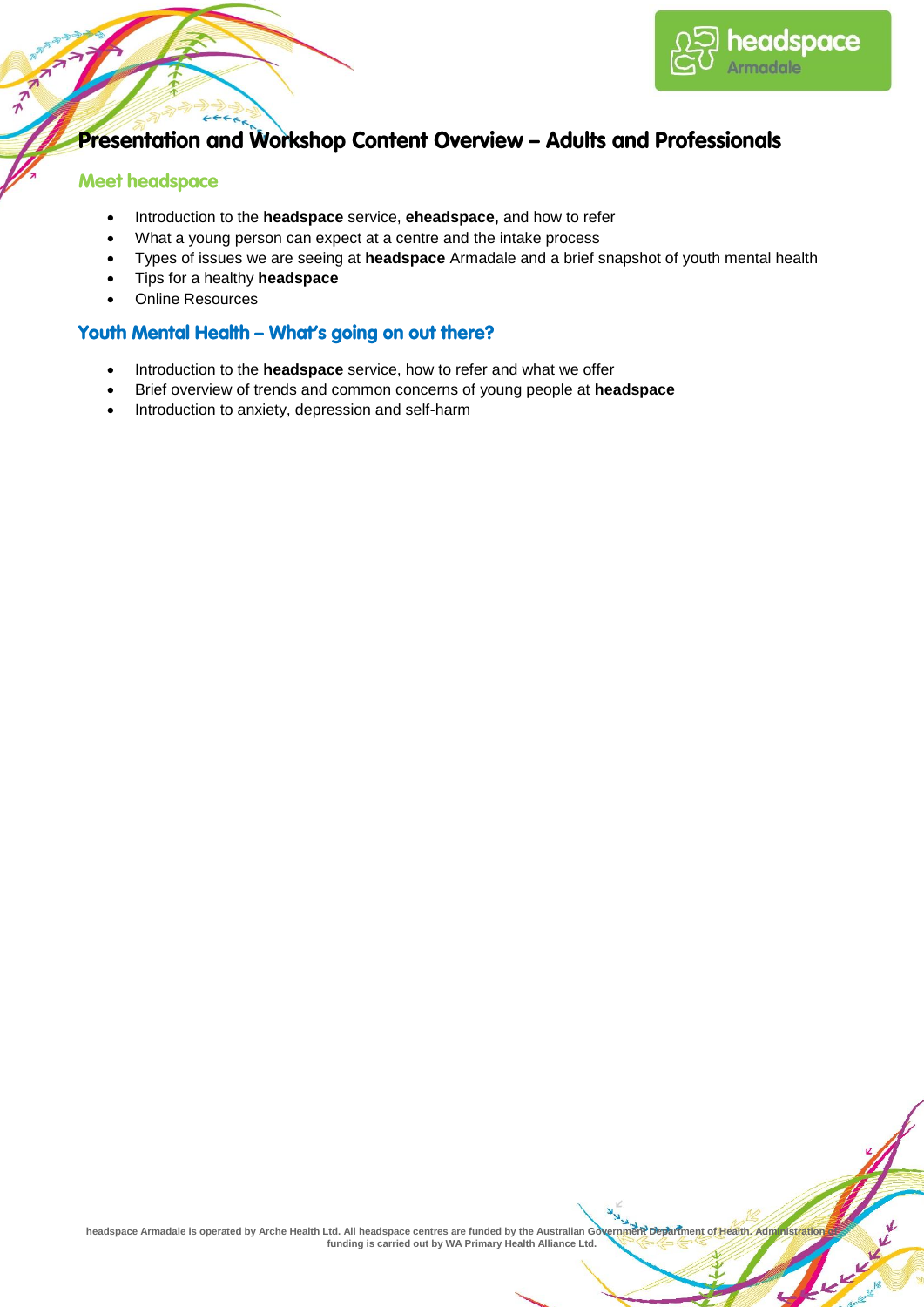# Presentation and Workshop Content Overview – Adults and Professionals

## Meet headspace

- Introduction to the **headspace** service, **eheadspace,** and how to refer
- What a young person can expect at a centre and the intake process
- Types of issues we are seeing at **headspace** Armadale and a brief snapshot of youth mental health
- Tips for a healthy **headspace**
- Online Resources

## Youth Mental Health – What's going on out there?

- Introduction to the **headspace** service, how to refer and what we offer
- Brief overview of trends and common concerns of young people at **headspace**
- Introduction to anxiety, depression and self-harm